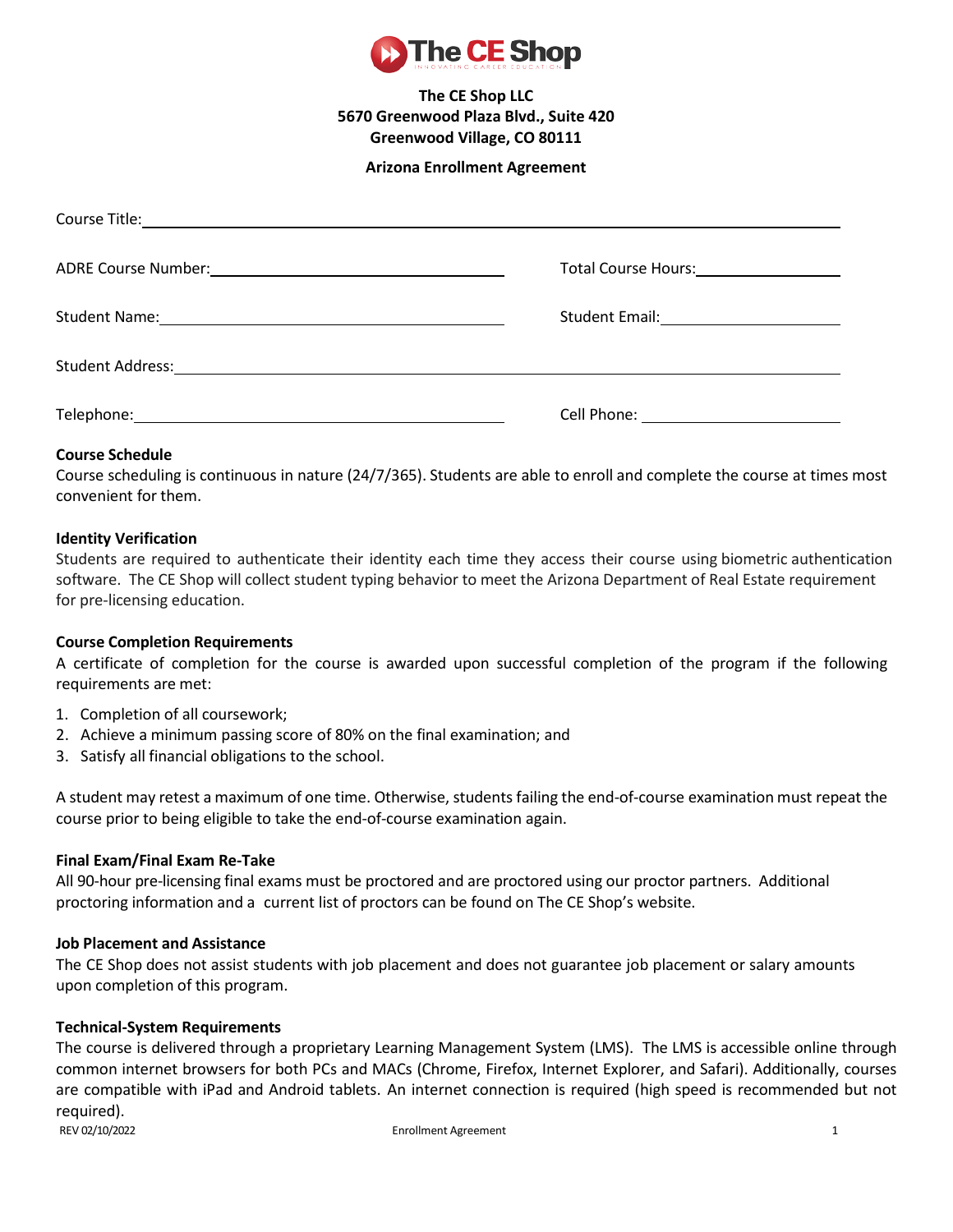**The CE Shop LLC**
**5670 Greenwood Plaza Blvd., Suite 420**
**Greenwood Village, CO 80111**

**Arizona Enrollment Agreement**

Course Title: ____________________________________________

ADRE Course Number: ______________________ Total Course Hours: __________

Student Name: ______________________ Student Email: __________

Student Address: ____________________________________________

Telephone: ______________________ Cell Phone: __________

### Course Schedule

Course scheduling is continuous in nature (24/7/365). Students are able to enroll and complete the course at times most convenient for them.

### Identity Verification

Students are required to authenticate their identity each time they access their course using biometric authentication software. The CE Shop will collect student typing behavior to meet the Arizona Department of Real Estate requirement for pre-licensing education.

### Course Completion Requirements

A certificate of completion for the course is awarded upon successful completion of the program if the following requirements are met:

1. Completion of all coursework;
2. Achieve a minimum passing score of 80% on the final examination; and
3. Satisfy all financial obligations to the school.

A student may retest a maximum of one time. Otherwise, students failing the end-of-course examination must repeat the course prior to being eligible to take the end-of-course examination again.

### Final Exam/Final Exam Re-Take

All 90-hour pre-licensing final exams must be proctored and are proctored using our proctor partners. Additional proctoring information and a current list of proctors can be found on The CE Shop's website.

### Job Placement and Assistance

The CE Shop does not assist students with job placement and does not guarantee job placement or salary amounts upon completion of this program.

### Technical-System Requirements

The course is delivered through a proprietary Learning Management System (LMS). The LMS is accessible online through common internet browsers for both PCs and MACs (Chrome, Firefox, Internet Explorer, and Safari). Additionally, courses are compatible with iPad and Android tablets. An internet connection is required (high speed is recommended but not required).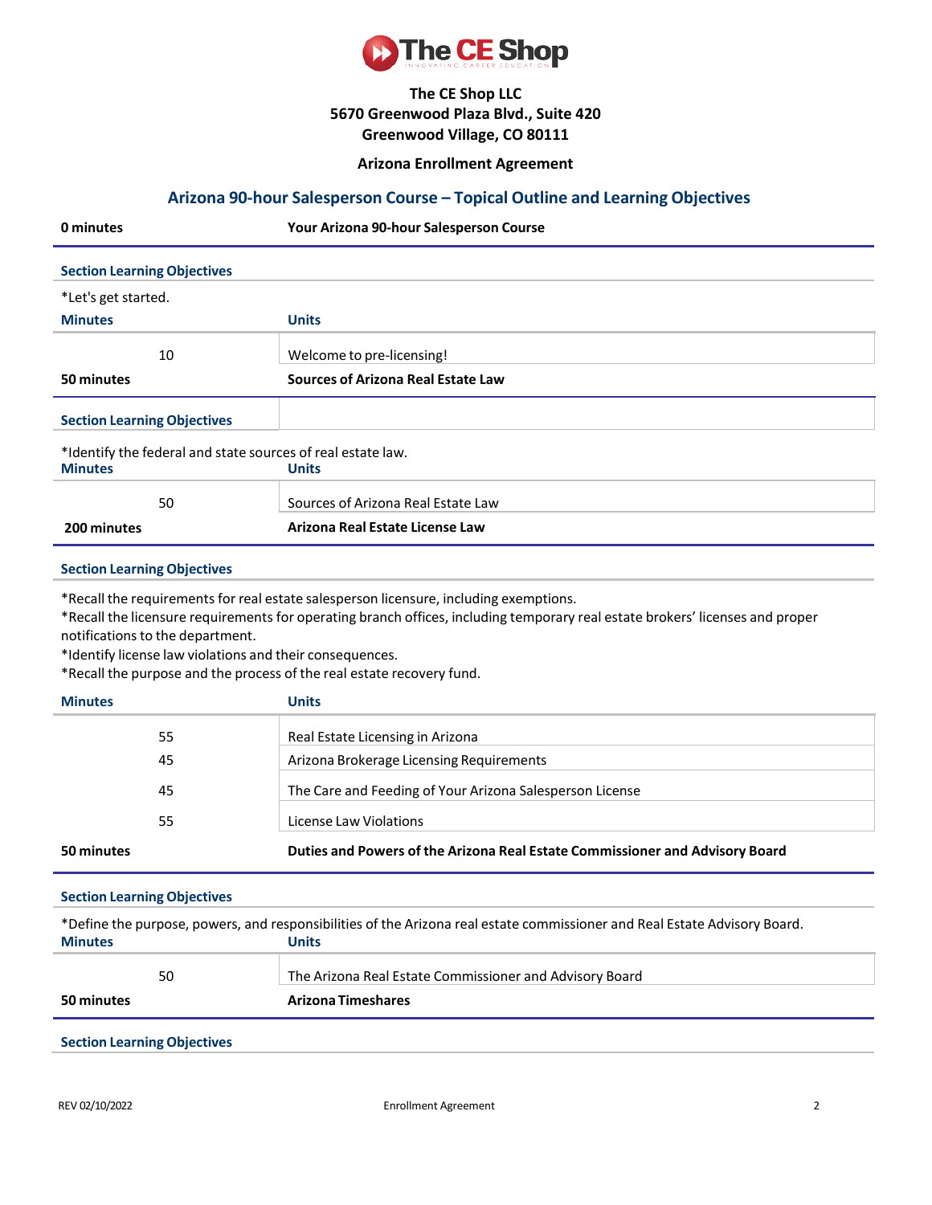The CE Shop LLC
5670 Greenwood Plaza Blvd., Suite 420
Greenwood Village, CO 80111

**Arizona Enrollment Agreement**

## Arizona 90-hour Salesperson Course – Topical Outline and Learning Objectives

**0 minutes** — **Your Arizona 90-hour Salesperson Course**

**Section Learning Objectives**

*Let's get started.

| Minutes | Units |
|---|---|
| 10 | Welcome to pre-licensing! |

**50 minutes** — **Sources of Arizona Real Estate Law**

**Section Learning Objectives**

*Identify the federal and state sources of real estate law.

| Minutes | Units |
|---|---|
| 50 | Sources of Arizona Real Estate Law |

**200 minutes** — **Arizona Real Estate License Law**

**Section Learning Objectives**

*Recall the requirements for real estate salesperson licensure, including exemptions.
*Recall the licensure requirements for operating branch offices, including temporary real estate brokers' licenses and proper notifications to the department.
*Identify license law violations and their consequences.
*Recall the purpose and the process of the real estate recovery fund.

| Minutes | Units |
|---|---|
| 55 | Real Estate Licensing in Arizona |
| 45 | Arizona Brokerage Licensing Requirements |
| 45 | The Care and Feeding of Your Arizona Salesperson License |
| 55 | License Law Violations |

**50 minutes** — **Duties and Powers of the Arizona Real Estate Commissioner and Advisory Board**

**Section Learning Objectives**

*Define the purpose, powers, and responsibilities of the Arizona real estate commissioner and Real Estate Advisory Board.

| Minutes | Units |
|---|---|
| 50 | The Arizona Real Estate Commissioner and Advisory Board |

**50 minutes** — **Arizona Timeshares**

**Section Learning Objectives**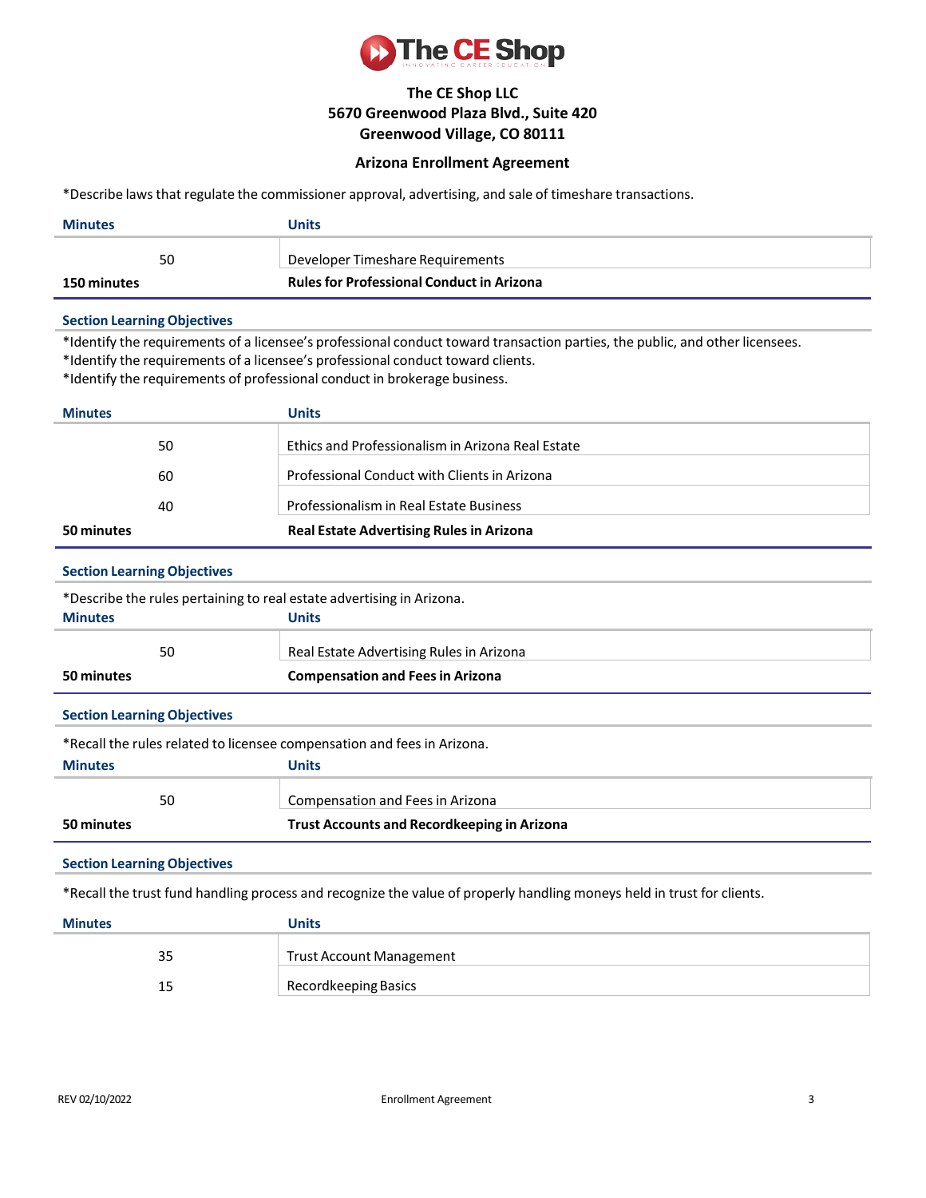**The CE Shop LLC**
**5670 Greenwood Plaza Blvd., Suite 420**
**Greenwood Village, CO 80111**

**Arizona Enrollment Agreement**

*Describe laws that regulate the commissioner approval, advertising, and sale of timeshare transactions.

| Minutes | Units |
|---|---|
| 50 | Developer Timeshare Requirements |

| | |
|---|---|
| **150 minutes** | **Rules for Professional Conduct in Arizona** |

**Section Learning Objectives**

*Identify the requirements of a licensee's professional conduct toward transaction parties, the public, and other licensees.
*Identify the requirements of a licensee's professional conduct toward clients.
*Identify the requirements of professional conduct in brokerage business.

| Minutes | Units |
|---|---|
| 50 | Ethics and Professionalism in Arizona Real Estate |
| 60 | Professional Conduct with Clients in Arizona |
| 40 | Professionalism in Real Estate Business |

| | |
|---|---|
| **50 minutes** | **Real Estate Advertising Rules in Arizona** |

**Section Learning Objectives**

*Describe the rules pertaining to real estate advertising in Arizona.

| Minutes | Units |
|---|---|
| 50 | Real Estate Advertising Rules in Arizona |

| | |
|---|---|
| **50 minutes** | **Compensation and Fees in Arizona** |

**Section Learning Objectives**

*Recall the rules related to licensee compensation and fees in Arizona.

| Minutes | Units |
|---|---|
| 50 | Compensation and Fees in Arizona |

| | |
|---|---|
| **50 minutes** | **Trust Accounts and Recordkeeping in Arizona** |

**Section Learning Objectives**

*Recall the trust fund handling process and recognize the value of properly handling moneys held in trust for clients.

| Minutes | Units |
|---|---|
| 35 | Trust Account Management |
| 15 | Recordkeeping Basics |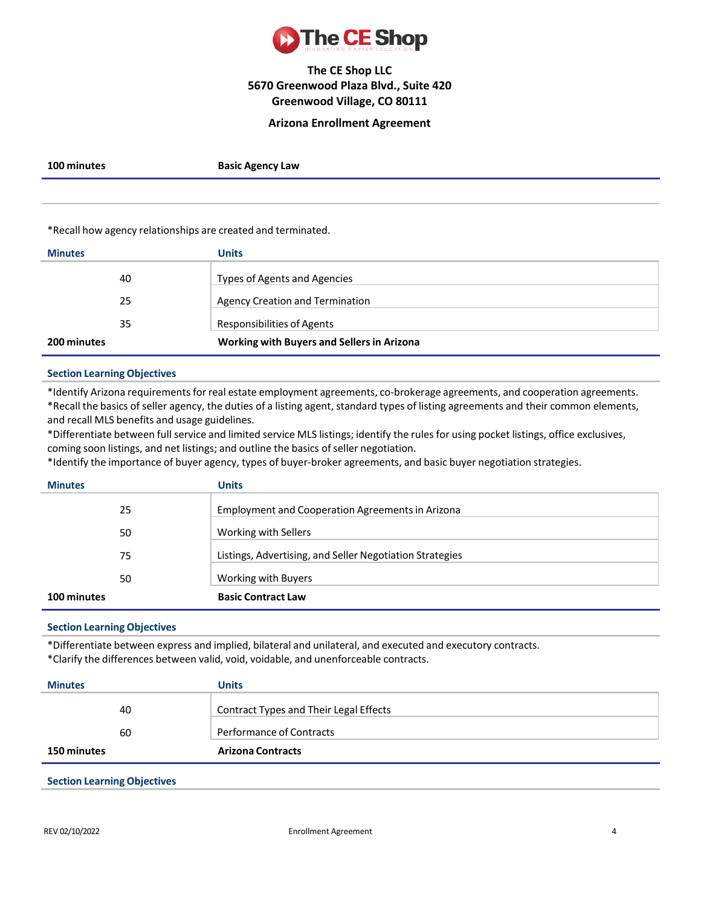# The CE Shop

**The CE Shop LLC**
**5670 Greenwood Plaza Blvd., Suite 420**
**Greenwood Village, CO 80111**

**Arizona Enrollment Agreement**

| **100 minutes** | **Basic Agency Law** |
|---|---|

*Recall how agency relationships are created and terminated.

| Minutes | Units |
|---|---|
| 40 | Types of Agents and Agencies |
| 25 | Agency Creation and Termination |
| 35 | Responsibilities of Agents |

| **200 minutes** | **Working with Buyers and Sellers in Arizona** |
|---|---|

**Section Learning Objectives**

*Identify Arizona requirements for real estate employment agreements, co-brokerage agreements, and cooperation agreements.
*Recall the basics of seller agency, the duties of a listing agent, standard types of listing agreements and their common elements, and recall MLS benefits and usage guidelines.
*Differentiate between full service and limited service MLS listings; identify the rules for using pocket listings, office exclusives, coming soon listings, and net listings; and outline the basics of seller negotiation.
*Identify the importance of buyer agency, types of buyer-broker agreements, and basic buyer negotiation strategies.

| Minutes | Units |
|---|---|
| 25 | Employment and Cooperation Agreements in Arizona |
| 50 | Working with Sellers |
| 75 | Listings, Advertising, and Seller Negotiation Strategies |
| 50 | Working with Buyers |

| **100 minutes** | **Basic Contract Law** |
|---|---|

**Section Learning Objectives**

*Differentiate between express and implied, bilateral and unilateral, and executed and executory contracts.
*Clarify the differences between valid, void, voidable, and unenforceable contracts.

| Minutes | Units |
|---|---|
| 40 | Contract Types and Their Legal Effects |
| 60 | Performance of Contracts |

| **150 minutes** | **Arizona Contracts** |
|---|---|

**Section Learning Objectives**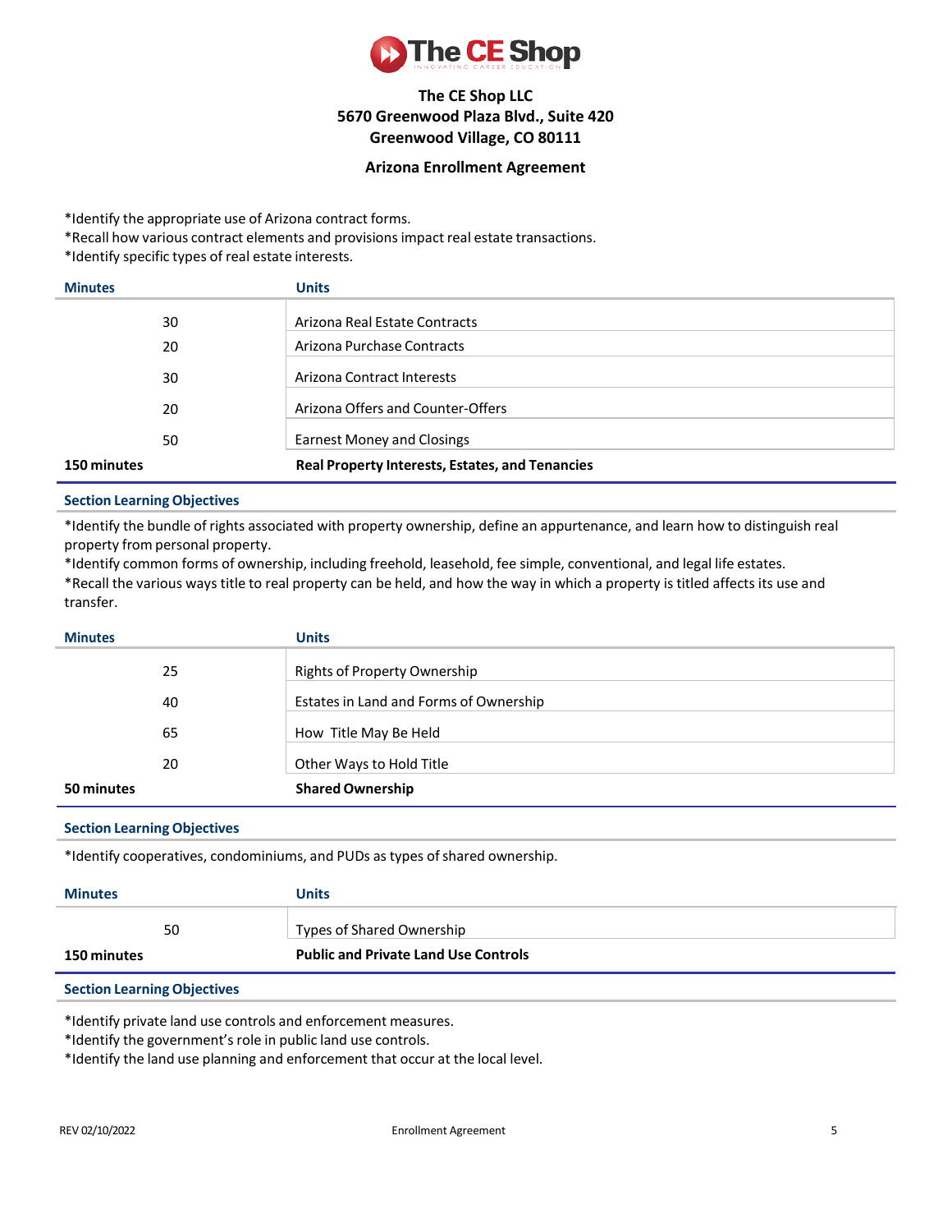**The CE Shop LLC**
**5670 Greenwood Plaza Blvd., Suite 420**
**Greenwood Village, CO 80111**

**Arizona Enrollment Agreement**

*Identify the appropriate use of Arizona contract forms.
*Recall how various contract elements and provisions impact real estate transactions.
*Identify specific types of real estate interests.

| Minutes | Units |
|---|---|
| 30 | Arizona Real Estate Contracts |
| 20 | Arizona Purchase Contracts |
| 30 | Arizona Contract Interests |
| 20 | Arizona Offers and Counter-Offers |
| 50 | Earnest Money and Closings |

| **150 minutes** | **Real Property Interests, Estates, and Tenancies** |
|---|---|

**Section Learning Objectives**

*Identify the bundle of rights associated with property ownership, define an appurtenance, and learn how to distinguish real property from personal property.
*Identify common forms of ownership, including freehold, leasehold, fee simple, conventional, and legal life estates.
*Recall the various ways title to real property can be held, and how the way in which a property is titled affects its use and transfer.

| Minutes | Units |
|---|---|
| 25 | Rights of Property Ownership |
| 40 | Estates in Land and Forms of Ownership |
| 65 | How Title May Be Held |
| 20 | Other Ways to Hold Title |

| **50 minutes** | **Shared Ownership** |
|---|---|

**Section Learning Objectives**

*Identify cooperatives, condominiums, and PUDs as types of shared ownership.

| Minutes | Units |
|---|---|
| 50 | Types of Shared Ownership |

| **150 minutes** | **Public and Private Land Use Controls** |
|---|---|

**Section Learning Objectives**

*Identify private land use controls and enforcement measures.
*Identify the government's role in public land use controls.
*Identify the land use planning and enforcement that occur at the local level.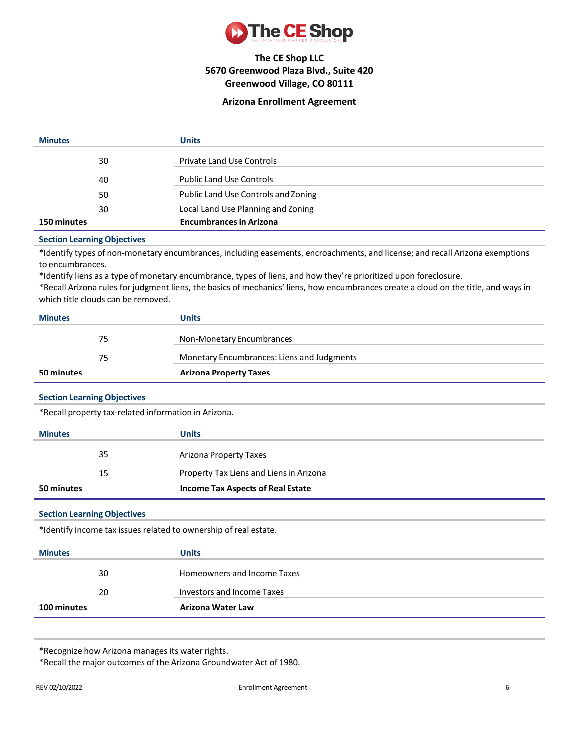# The CE Shop

**The CE Shop LLC**
**5670 Greenwood Plaza Blvd., Suite 420**
**Greenwood Village, CO 80111**

**Arizona Enrollment Agreement**

| Minutes | Units |
|---|---|
| 30 | Private Land Use Controls |
| 40 | Public Land Use Controls |
| 50 | Public Land Use Controls and Zoning |
| 30 | Local Land Use Planning and Zoning |
| **150 minutes** | **Encumbrances in Arizona** |

**Section Learning Objectives**

*Identify types of non-monetary encumbrances, including easements, encroachments, and license; and recall Arizona exemptions to encumbrances.
*Identify liens as a type of monetary encumbrance, types of liens, and how they're prioritized upon foreclosure.
*Recall Arizona rules for judgment liens, the basics of mechanics' liens, how encumbrances create a cloud on the title, and ways in which title clouds can be removed.

| Minutes | Units |
|---|---|
| 75 | Non-Monetary Encumbrances |
| 75 | Monetary Encumbrances: Liens and Judgments |
| **50 minutes** | **Arizona Property Taxes** |

**Section Learning Objectives**

*Recall property tax-related information in Arizona.

| Minutes | Units |
|---|---|
| 35 | Arizona Property Taxes |
| 15 | Property Tax Liens and Liens in Arizona |
| **50 minutes** | **Income Tax Aspects of Real Estate** |

**Section Learning Objectives**

*Identify income tax issues related to ownership of real estate.

| Minutes | Units |
|---|---|
| 30 | Homeowners and Income Taxes |
| 20 | Investors and Income Taxes |
| **100 minutes** | **Arizona Water Law** |

*Recognize how Arizona manages its water rights.
*Recall the major outcomes of the Arizona Groundwater Act of 1980.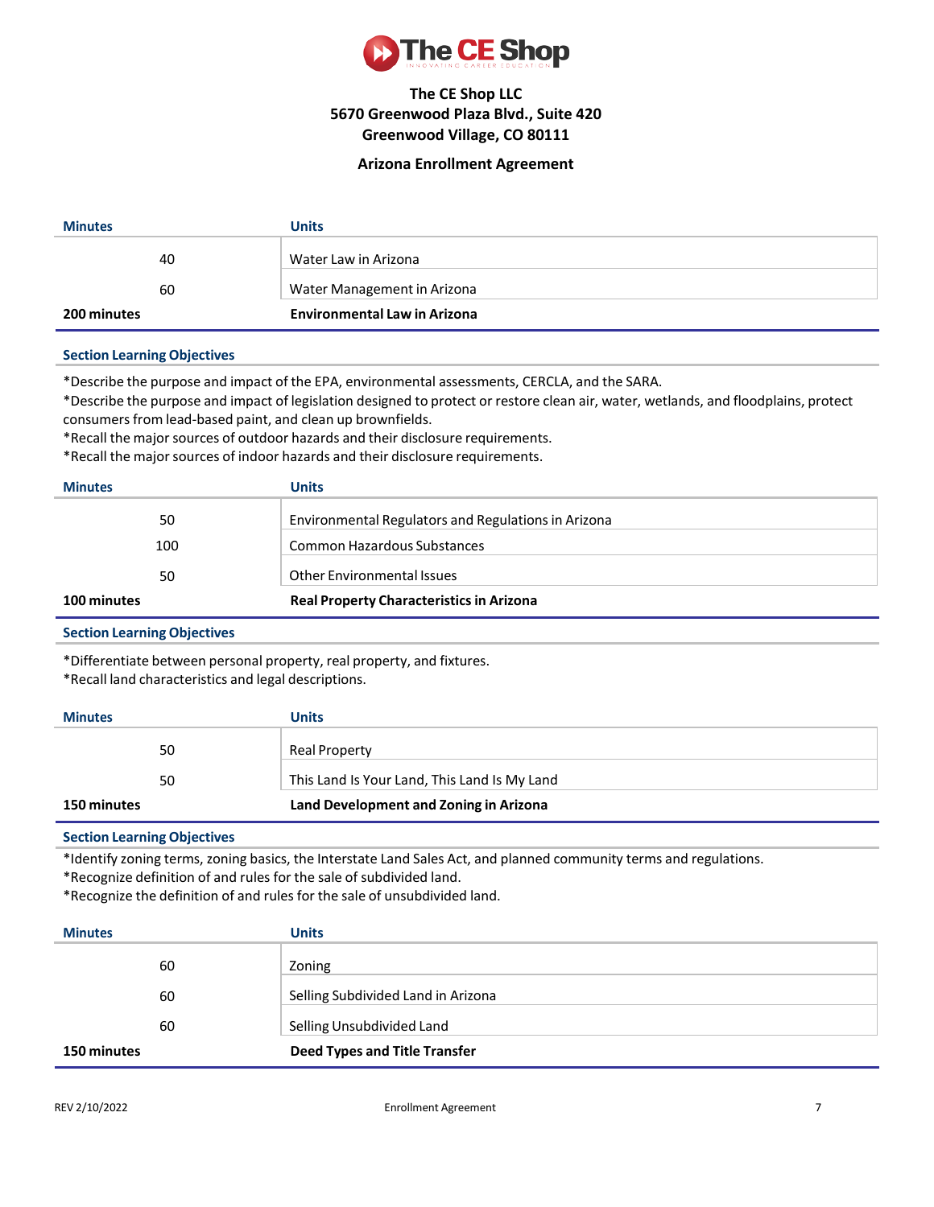**The CE Shop LLC**
**5670 Greenwood Plaza Blvd., Suite 420**
**Greenwood Village, CO 80111**

**Arizona Enrollment Agreement**

| Minutes | Units |
|---|---|
| 40 | Water Law in Arizona |
| 60 | Water Management in Arizona |
| **200 minutes** | **Environmental Law in Arizona** |

**Section Learning Objectives**

*Describe the purpose and impact of the EPA, environmental assessments, CERCLA, and the SARA.
*Describe the purpose and impact of legislation designed to protect or restore clean air, water, wetlands, and floodplains, protect consumers from lead-based paint, and clean up brownfields.
*Recall the major sources of outdoor hazards and their disclosure requirements.
*Recall the major sources of indoor hazards and their disclosure requirements.

| Minutes | Units |
|---|---|
| 50 | Environmental Regulators and Regulations in Arizona |
| 100 | Common Hazardous Substances |
| 50 | Other Environmental Issues |
| **100 minutes** | **Real Property Characteristics in Arizona** |

**Section Learning Objectives**

*Differentiate between personal property, real property, and fixtures.
*Recall land characteristics and legal descriptions.

| Minutes | Units |
|---|---|
| 50 | Real Property |
| 50 | This Land Is Your Land, This Land Is My Land |
| **150 minutes** | **Land Development and Zoning in Arizona** |

**Section Learning Objectives**

*Identify zoning terms, zoning basics, the Interstate Land Sales Act, and planned community terms and regulations.
*Recognize definition of and rules for the sale of subdivided land.
*Recognize the definition of and rules for the sale of unsubdivided land.

| Minutes | Units |
|---|---|
| 60 | Zoning |
| 60 | Selling Subdivided Land in Arizona |
| 60 | Selling Unsubdivided Land |
| **150 minutes** | **Deed Types and Title Transfer** |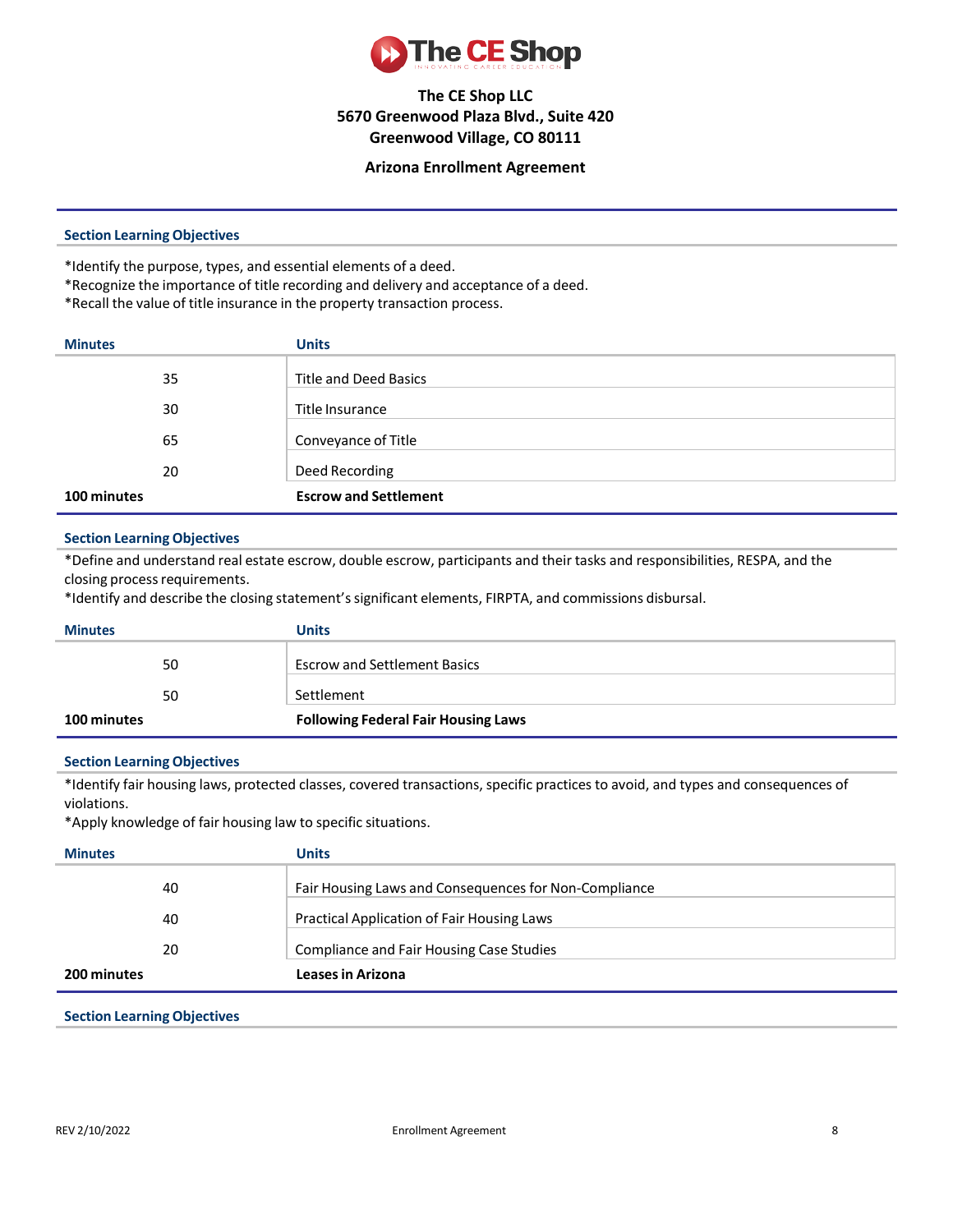**The CE Shop LLC**
**5670 Greenwood Plaza Blvd., Suite 420**
**Greenwood Village, CO 80111**

**Arizona Enrollment Agreement**

**Section Learning Objectives**

*Identify the purpose, types, and essential elements of a deed.
*Recognize the importance of title recording and delivery and acceptance of a deed.
*Recall the value of title insurance in the property transaction process.

| Minutes | Units |
|---|---|
| 35 | Title and Deed Basics |
| 30 | Title Insurance |
| 65 | Conveyance of Title |
| 20 | Deed Recording |

| **100 minutes** | **Escrow and Settlement** |
|---|---|

**Section Learning Objectives**

*Define and understand real estate escrow, double escrow, participants and their tasks and responsibilities, RESPA, and the closing process requirements.
*Identify and describe the closing statement's significant elements, FIRPTA, and commissions disbursal.

| Minutes | Units |
|---|---|
| 50 | Escrow and Settlement Basics |
| 50 | Settlement |

| **100 minutes** | **Following Federal Fair Housing Laws** |
|---|---|

**Section Learning Objectives**

*Identify fair housing laws, protected classes, covered transactions, specific practices to avoid, and types and consequences of violations.
*Apply knowledge of fair housing law to specific situations.

| Minutes | Units |
|---|---|
| 40 | Fair Housing Laws and Consequences for Non-Compliance |
| 40 | Practical Application of Fair Housing Laws |
| 20 | Compliance and Fair Housing Case Studies |

| **200 minutes** | **Leases in Arizona** |
|---|---|

**Section Learning Objectives**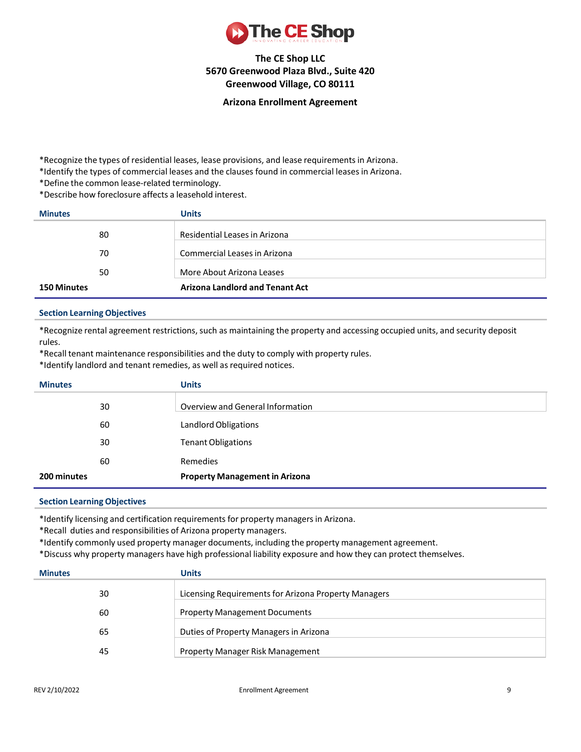**The CE Shop LLC**
**5670 Greenwood Plaza Blvd., Suite 420**
**Greenwood Village, CO 80111**

**Arizona Enrollment Agreement**

*Recognize the types of residential leases, lease provisions, and lease requirements in Arizona.
*Identify the types of commercial leases and the clauses found in commercial leases in Arizona.
*Define the common lease-related terminology.
*Describe how foreclosure affects a leasehold interest.

| Minutes | Units |
| --- | --- |
| 80 | Residential Leases in Arizona |
| 70 | Commercial Leases in Arizona |
| 50 | More About Arizona Leases |

| Minutes | Units |
| --- | --- |
| **150 Minutes** | **Arizona Landlord and Tenant Act** |

**Section Learning Objectives**

*Recognize rental agreement restrictions, such as maintaining the property and accessing occupied units, and security deposit rules.
*Recall tenant maintenance responsibilities and the duty to comply with property rules.
*Identify landlord and tenant remedies, as well as required notices.

| Minutes | Units |
| --- | --- |
| 30 | Overview and General Information |
| 60 | Landlord Obligations |
| 30 | Tenant Obligations |
| 60 | Remedies |

| Minutes | Units |
| --- | --- |
| **200 minutes** | **Property Management in Arizona** |

**Section Learning Objectives**

*Identify licensing and certification requirements for property managers in Arizona.
*Recall duties and responsibilities of Arizona property managers.
*Identify commonly used property manager documents, including the property management agreement.
*Discuss why property managers have high professional liability exposure and how they can protect themselves.

| Minutes | Units |
| --- | --- |
| 30 | Licensing Requirements for Arizona Property Managers |
| 60 | Property Management Documents |
| 65 | Duties of Property Managers in Arizona |
| 45 | Property Manager Risk Management |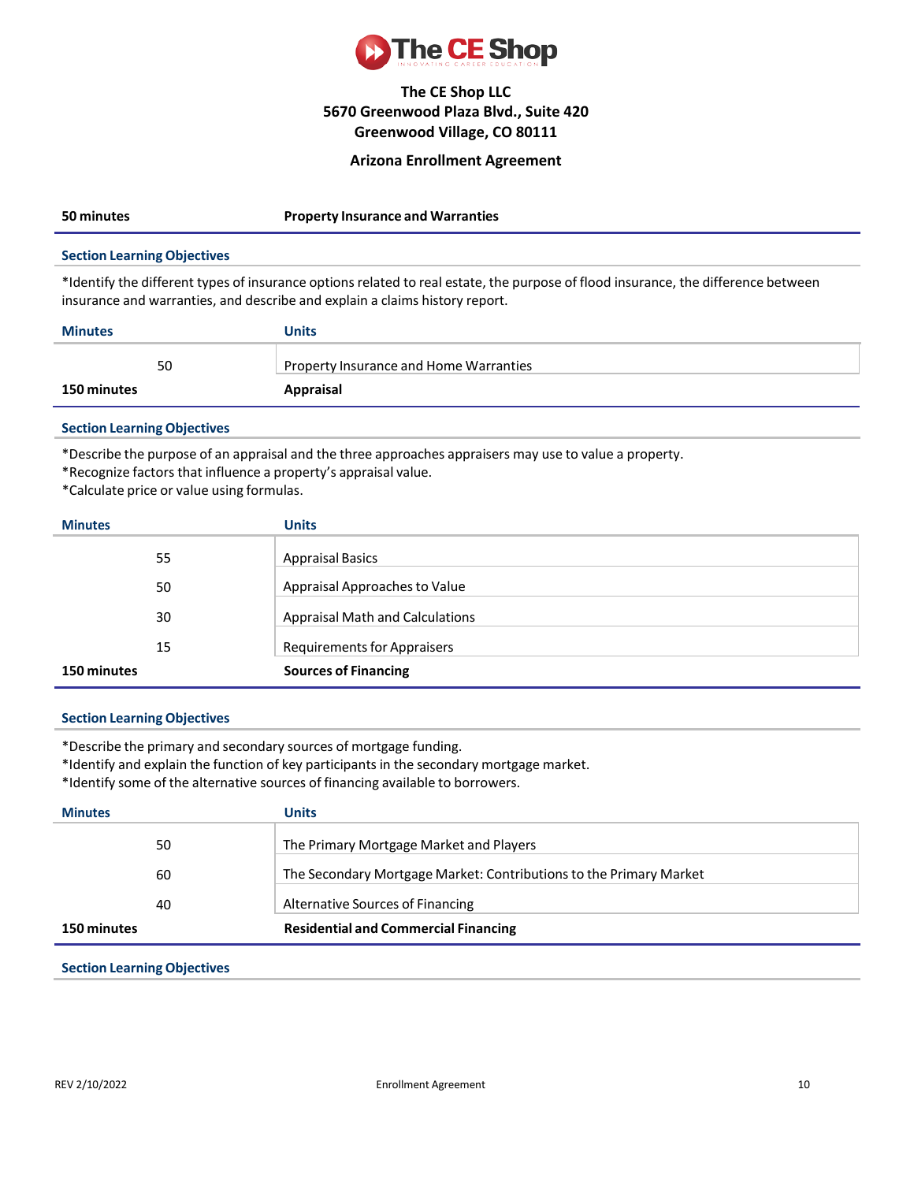**The CE Shop LLC**
**5670 Greenwood Plaza Blvd., Suite 420**
**Greenwood Village, CO 80111**

**Arizona Enrollment Agreement**

| **50 minutes** | **Property Insurance and Warranties** |
|---|---|

**Section Learning Objectives**

*Identify the different types of insurance options related to real estate, the purpose of flood insurance, the difference between insurance and warranties, and describe and explain a claims history report.

| Minutes | Units |
|---|---|
| 50 | Property Insurance and Home Warranties |

| **150 minutes** | **Appraisal** |
|---|---|

**Section Learning Objectives**

*Describe the purpose of an appraisal and the three approaches appraisers may use to value a property.
*Recognize factors that influence a property's appraisal value.
*Calculate price or value using formulas.

| Minutes | Units |
|---|---|
| 55 | Appraisal Basics |
| 50 | Appraisal Approaches to Value |
| 30 | Appraisal Math and Calculations |
| 15 | Requirements for Appraisers |

| **150 minutes** | **Sources of Financing** |
|---|---|

**Section Learning Objectives**

*Describe the primary and secondary sources of mortgage funding.
*Identify and explain the function of key participants in the secondary mortgage market.
*Identify some of the alternative sources of financing available to borrowers.

| Minutes | Units |
|---|---|
| 50 | The Primary Mortgage Market and Players |
| 60 | The Secondary Mortgage Market: Contributions to the Primary Market |
| 40 | Alternative Sources of Financing |

| **150 minutes** | **Residential and Commercial Financing** |
|---|---|

**Section Learning Objectives**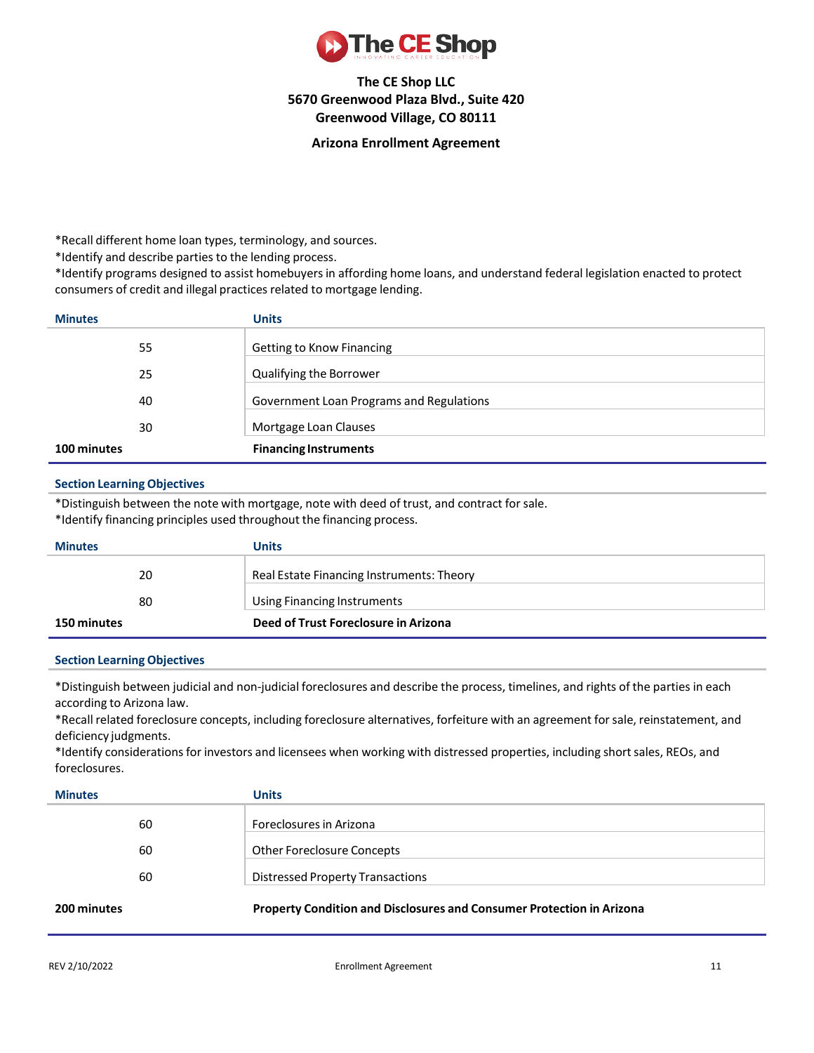*Recall different home loan types, terminology, and sources.
*Identify and describe parties to the lending process.
*Identify programs designed to assist homebuyers in affording home loans, and understand federal legislation enacted to protect consumers of credit and illegal practices related to mortgage lending.

| Minutes | Units |
|---|---|
| 55 | Getting to Know Financing |
| 25 | Qualifying the Borrower |
| 40 | Government Loan Programs and Regulations |
| 30 | Mortgage Loan Clauses |

| **100 minutes** | **Financing Instruments** |
|---|---|

**Section Learning Objectives**

*Distinguish between the note with mortgage, note with deed of trust, and contract for sale.
*Identify financing principles used throughout the financing process.

| Minutes | Units |
|---|---|
| 20 | Real Estate Financing Instruments: Theory |
| 80 | Using Financing Instruments |

| **150 minutes** | **Deed of Trust Foreclosure in Arizona** |
|---|---|

**Section Learning Objectives**

*Distinguish between judicial and non-judicial foreclosures and describe the process, timelines, and rights of the parties in each according to Arizona law.
*Recall related foreclosure concepts, including foreclosure alternatives, forfeiture with an agreement for sale, reinstatement, and deficiency judgments.
*Identify considerations for investors and licensees when working with distressed properties, including short sales, REOs, and foreclosures.

| Minutes | Units |
|---|---|
| 60 | Foreclosures in Arizona |
| 60 | Other Foreclosure Concepts |
| 60 | Distressed Property Transactions |

| **200 minutes** | **Property Condition and Disclosures and Consumer Protection in Arizona** |
|---|---|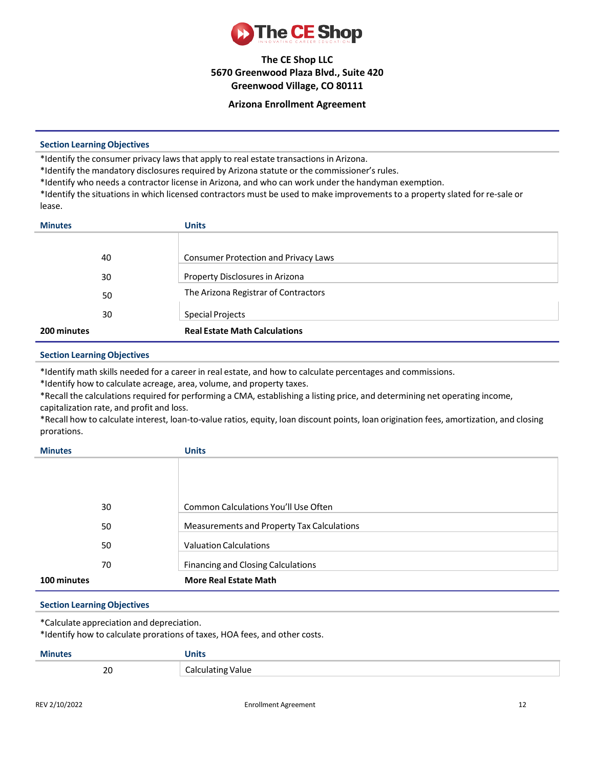**The CE Shop LLC**
**5670 Greenwood Plaza Blvd., Suite 420**
**Greenwood Village, CO 80111**

**Arizona Enrollment Agreement**

### Section Learning Objectives

*Identify the consumer privacy laws that apply to real estate transactions in Arizona.
*Identify the mandatory disclosures required by Arizona statute or the commissioner's rules.
*Identify who needs a contractor license in Arizona, and who can work under the handyman exemption.
*Identify the situations in which licensed contractors must be used to make improvements to a property slated for re-sale or lease.

| Minutes | Units |
|---|---|
| 40 | Consumer Protection and Privacy Laws |
| 30 | Property Disclosures in Arizona |
| 50 | The Arizona Registrar of Contractors |
| 30 | Special Projects |
| **200 minutes** | **Real Estate Math Calculations** |

### Section Learning Objectives

*Identify math skills needed for a career in real estate, and how to calculate percentages and commissions.
*Identify how to calculate acreage, area, volume, and property taxes.
*Recall the calculations required for performing a CMA, establishing a listing price, and determining net operating income, capitalization rate, and profit and loss.
*Recall how to calculate interest, loan-to-value ratios, equity, loan discount points, loan origination fees, amortization, and closing prorations.

| Minutes | Units |
|---|---|
| 30 | Common Calculations You'll Use Often |
| 50 | Measurements and Property Tax Calculations |
| 50 | Valuation Calculations |
| 70 | Financing and Closing Calculations |
| **100 minutes** | **More Real Estate Math** |

### Section Learning Objectives

*Calculate appreciation and depreciation.
*Identify how to calculate prorations of taxes, HOA fees, and other costs.

| Minutes | Units |
|---|---|
| 20 | Calculating Value |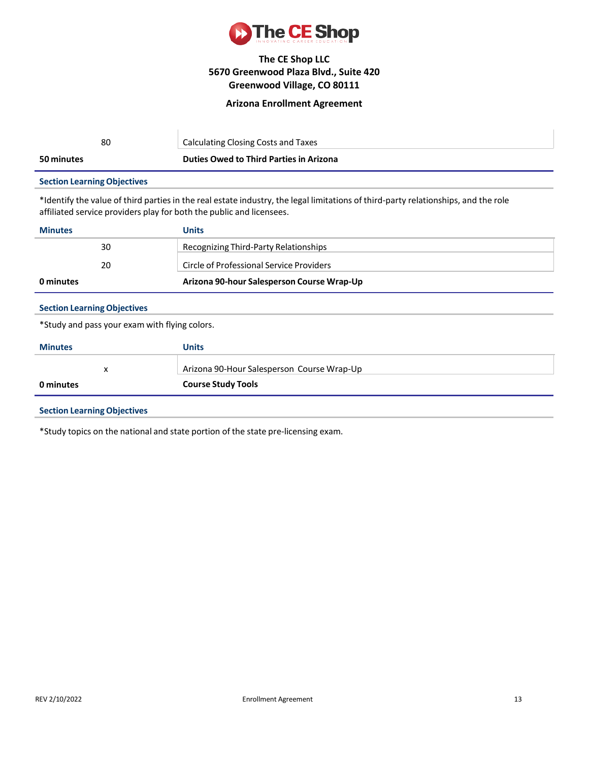The CE Shop LLC
5670 Greenwood Plaza Blvd., Suite 420
Greenwood Village, CO 80111

**Arizona Enrollment Agreement**

| | |
|---|---|
| 80 | Calculating Closing Costs and Taxes |

**50 minutes** | **Duties Owed to Third Parties in Arizona**

**Section Learning Objectives**

*Identify the value of third parties in the real estate industry, the legal limitations of third-party relationships, and the role affiliated service providers play for both the public and licensees.

| Minutes | Units |
|---|---|
| 30 | Recognizing Third-Party Relationships |
| 20 | Circle of Professional Service Providers |

**0 minutes** | **Arizona 90-hour Salesperson Course Wrap-Up**

**Section Learning Objectives**

*Study and pass your exam with flying colors.

| Minutes | Units |
|---|---|
| x | Arizona 90-Hour Salesperson Course Wrap-Up |

**0 minutes** | **Course Study Tools**

**Section Learning Objectives**

*Study topics on the national and state portion of the state pre-licensing exam.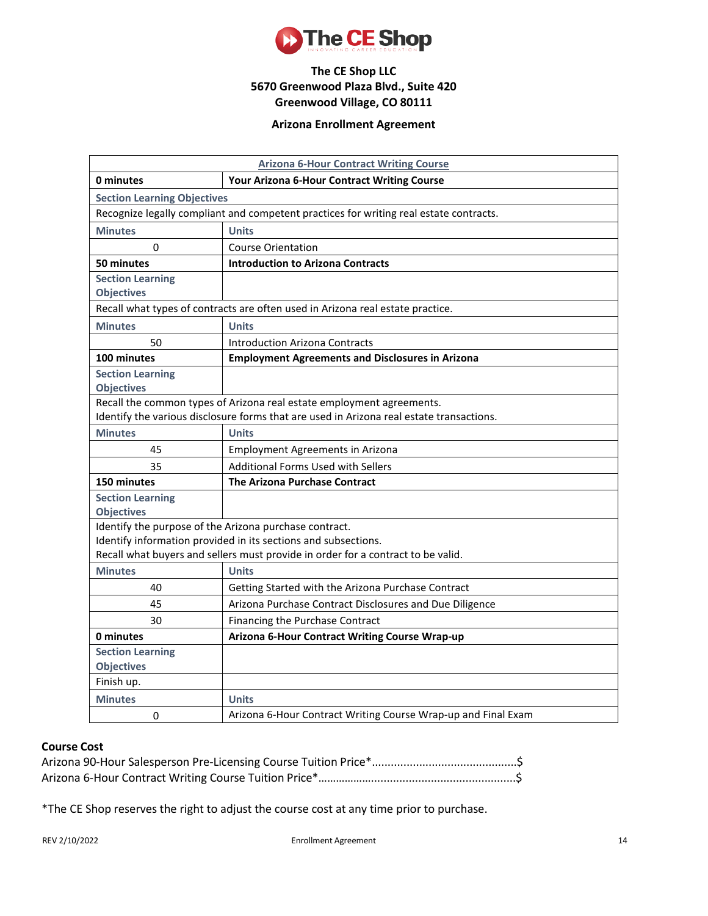**The CE Shop LLC**
**5670 Greenwood Plaza Blvd., Suite 420**
**Greenwood Village, CO 80111**

## Arizona Enrollment Agreement

| Arizona 6-Hour Contract Writing Course | |
|---|---|
| **0 minutes** | **Your Arizona 6-Hour Contract Writing Course** |
| Section Learning Objectives | |
| Recognize legally compliant and competent practices for writing real estate contracts. | |
| Minutes | Units |
| 0 | Course Orientation |
| **50 minutes** | **Introduction to Arizona Contracts** |
| Section Learning Objectives | |
| Recall what types of contracts are often used in Arizona real estate practice. | |
| Minutes | Units |
| 50 | Introduction Arizona Contracts |
| **100 minutes** | **Employment Agreements and Disclosures in Arizona** |
| Section Learning Objectives | |
| Recall the common types of Arizona real estate employment agreements. Identify the various disclosure forms that are used in Arizona real estate transactions. | |
| Minutes | Units |
| 45 | Employment Agreements in Arizona |
| 35 | Additional Forms Used with Sellers |
| **150 minutes** | **The Arizona Purchase Contract** |
| Section Learning Objectives | |
| Identify the purpose of the Arizona purchase contract. Identify information provided in its sections and subsections. Recall what buyers and sellers must provide in order for a contract to be valid. | |
| Minutes | Units |
| 40 | Getting Started with the Arizona Purchase Contract |
| 45 | Arizona Purchase Contract Disclosures and Due Diligence |
| 30 | Financing the Purchase Contract |
| **0 minutes** | **Arizona 6-Hour Contract Writing Course Wrap-up** |
| Section Learning Objectives | |
| Finish up. | |
| Minutes | Units |
| 0 | Arizona 6-Hour Contract Writing Course Wrap-up and Final Exam |

**Course Cost**

Arizona 90-Hour Salesperson Pre-Licensing Course Tuition Price*.............................................$

Arizona 6-Hour Contract Writing Course Tuition Price*..............................................................$

*The CE Shop reserves the right to adjust the course cost at any time prior to purchase.

REV 2/10/2022 Enrollment Agreement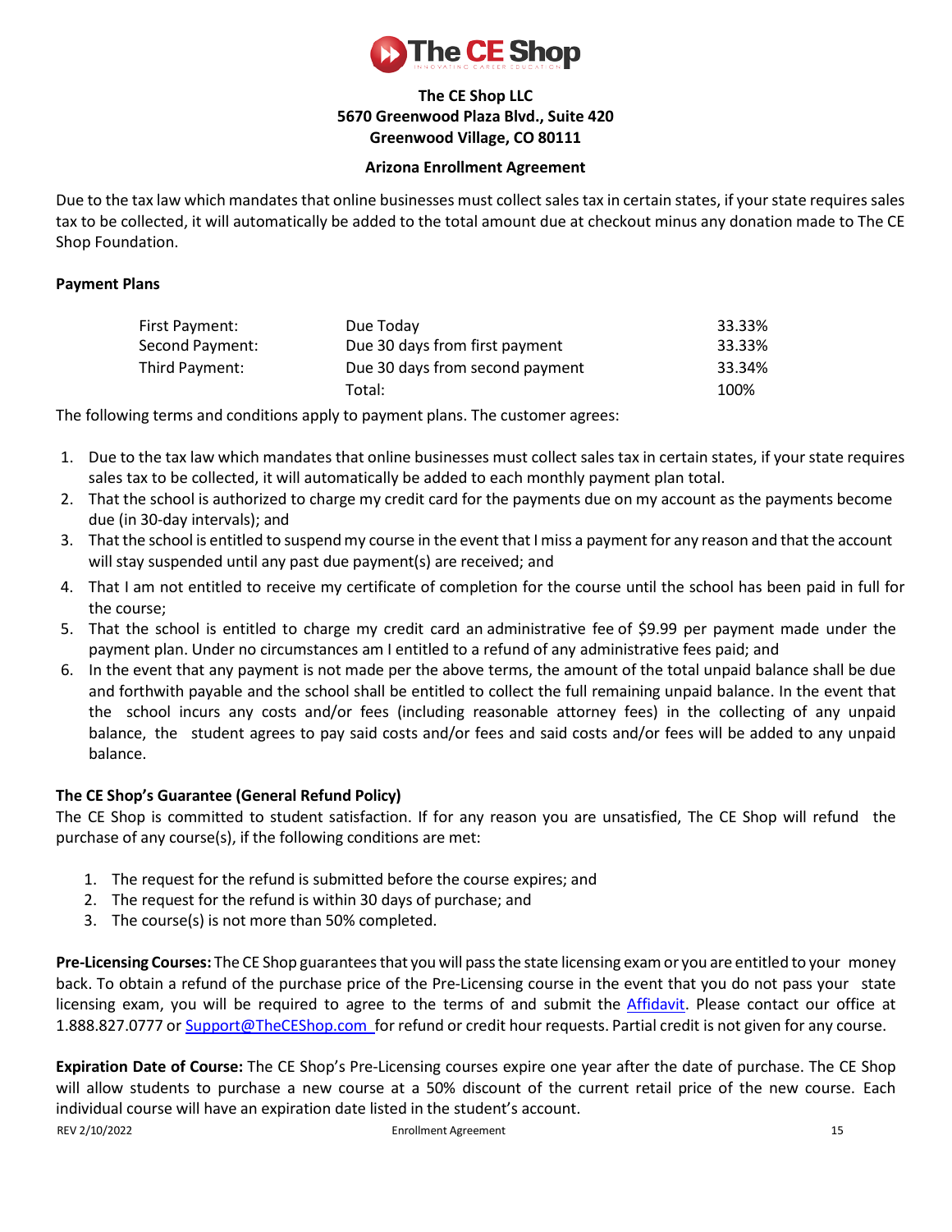**The CE Shop LLC**
**5670 Greenwood Plaza Blvd., Suite 420**
**Greenwood Village, CO 80111**

**Arizona Enrollment Agreement**

Due to the tax law which mandates that online businesses must collect sales tax in certain states, if your state requires sales tax to be collected, it will automatically be added to the total amount due at checkout minus any donation made to The CE Shop Foundation.

**Payment Plans**

| | | |
|---|---|---|
| First Payment: | Due Today | 33.33% |
| Second Payment: | Due 30 days from first payment | 33.33% |
| Third Payment: | Due 30 days from second payment | 33.34% |
| | Total: | 100% |

The following terms and conditions apply to payment plans. The customer agrees:

1. Due to the tax law which mandates that online businesses must collect sales tax in certain states, if your state requires sales tax to be collected, it will automatically be added to each monthly payment plan total.
2. That the school is authorized to charge my credit card for the payments due on my account as the payments become due (in 30-day intervals); and
3. That the school is entitled to suspend my course in the event that I miss a payment for any reason and that the account will stay suspended until any past due payment(s) are received; and
4. That I am not entitled to receive my certificate of completion for the course until the school has been paid in full for the course;
5. That the school is entitled to charge my credit card an administrative fee of $9.99 per payment made under the payment plan. Under no circumstances am I entitled to a refund of any administrative fees paid; and
6. In the event that any payment is not made per the above terms, the amount of the total unpaid balance shall be due and forthwith payable and the school shall be entitled to collect the full remaining unpaid balance. In the event that the school incurs any costs and/or fees (including reasonable attorney fees) in the collecting of any unpaid balance, the student agrees to pay said costs and/or fees and said costs and/or fees will be added to any unpaid balance.

**The CE Shop's Guarantee (General Refund Policy)**
The CE Shop is committed to student satisfaction. If for any reason you are unsatisfied, The CE Shop will refund the purchase of any course(s), if the following conditions are met:

1. The request for the refund is submitted before the course expires; and
2. The request for the refund is within 30 days of purchase; and
3. The course(s) is not more than 50% completed.

**Pre-Licensing Courses:** The CE Shop guarantees that you will pass the state licensing exam or you are entitled to your money back. To obtain a refund of the purchase price of the Pre-Licensing course in the event that you do not pass your state licensing exam, you will be required to agree to the terms of and submit the Affidavit. Please contact our office at 1.888.827.0777 or Support@TheCEShop.com for refund or credit hour requests. Partial credit is not given for any course.

**Expiration Date of Course:** The CE Shop's Pre-Licensing courses expire one year after the date of purchase. The CE Shop will allow students to purchase a new course at a 50% discount of the current retail price of the new course. Each individual course will have an expiration date listed in the student's account.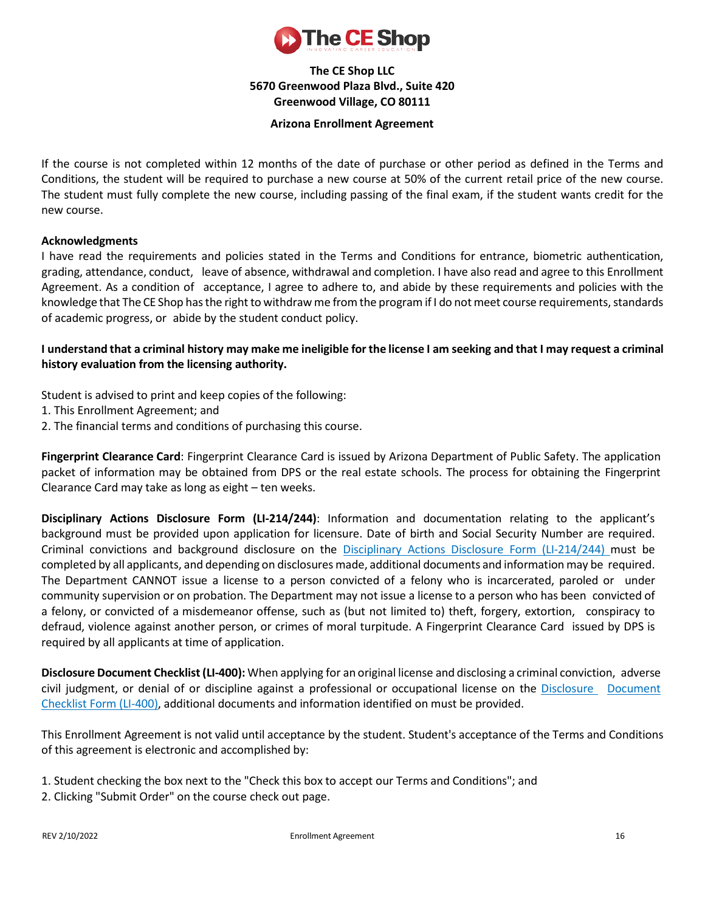**The CE Shop LLC**
**5670 Greenwood Plaza Blvd., Suite 420**
**Greenwood Village, CO 80111**

**Arizona Enrollment Agreement**

If the course is not completed within 12 months of the date of purchase or other period as defined in the Terms and Conditions, the student will be required to purchase a new course at 50% of the current retail price of the new course. The student must fully complete the new course, including passing of the final exam, if the student wants credit for the new course.

**Acknowledgments**
I have read the requirements and policies stated in the Terms and Conditions for entrance, biometric authentication, grading, attendance, conduct, leave of absence, withdrawal and completion. I have also read and agree to this Enrollment Agreement. As a condition of acceptance, I agree to adhere to, and abide by these requirements and policies with the knowledge that The CE Shop has the right to withdraw me from the program if I do not meet course requirements, standards of academic progress, or abide by the student conduct policy.

**I understand that a criminal history may make me ineligible for the license I am seeking and that I may request a criminal history evaluation from the licensing authority.**

Student is advised to print and keep copies of the following:
1. This Enrollment Agreement; and
2. The financial terms and conditions of purchasing this course.

**Fingerprint Clearance Card**: Fingerprint Clearance Card is issued by Arizona Department of Public Safety. The application packet of information may be obtained from DPS or the real estate schools. The process for obtaining the Fingerprint Clearance Card may take as long as eight – ten weeks.

**Disciplinary Actions Disclosure Form (LI-214/244)**: Information and documentation relating to the applicant's background must be provided upon application for licensure. Date of birth and Social Security Number are required. Criminal convictions and background disclosure on the Disciplinary Actions Disclosure Form (LI-214/244) must be completed by all applicants, and depending on disclosures made, additional documents and information may be required. The Department CANNOT issue a license to a person convicted of a felony who is incarcerated, paroled or under community supervision or on probation. The Department may not issue a license to a person who has been convicted of a felony, or convicted of a misdemeanor offense, such as (but not limited to) theft, forgery, extortion, conspiracy to defraud, violence against another person, or crimes of moral turpitude. A Fingerprint Clearance Card issued by DPS is required by all applicants at time of application.

**Disclosure Document Checklist (LI-400):** When applying for an original license and disclosing a criminal conviction, adverse civil judgment, or denial of or discipline against a professional or occupational license on the Disclosure Document Checklist Form (LI-400), additional documents and information identified on must be provided.

This Enrollment Agreement is not valid until acceptance by the student. Student's acceptance of the Terms and Conditions of this agreement is electronic and accomplished by:

1. Student checking the box next to the "Check this box to accept our Terms and Conditions"; and
2. Clicking "Submit Order" on the course check out page.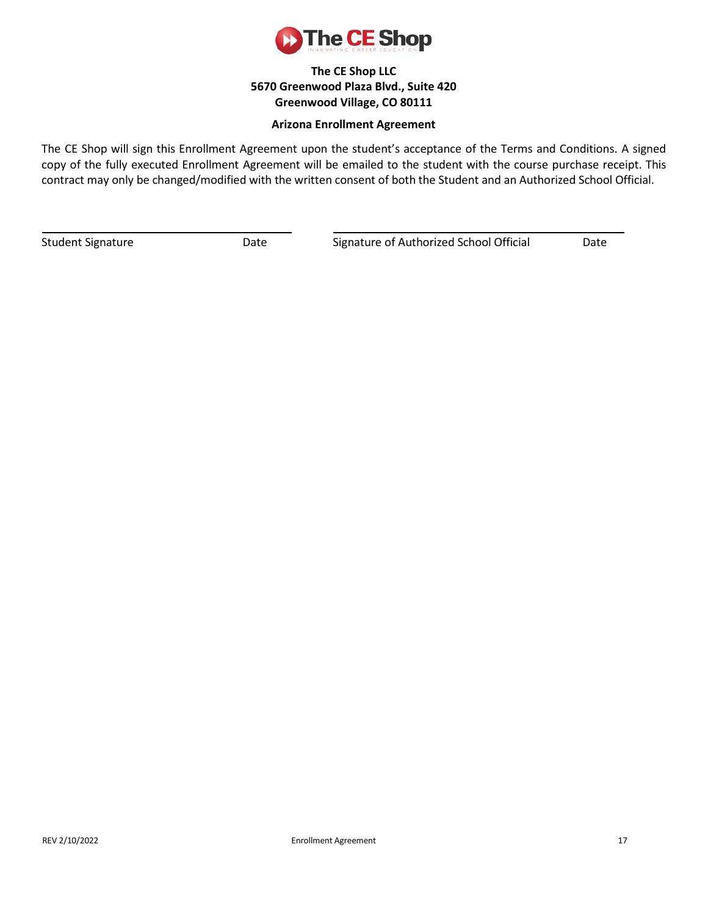**The CE Shop LLC**
**5670 Greenwood Plaza Blvd., Suite 420**
**Greenwood Village, CO 80111**

**Arizona Enrollment Agreement**

The CE Shop will sign this Enrollment Agreement upon the student's acceptance of the Terms and Conditions. A signed copy of the fully executed Enrollment Agreement will be emailed to the student with the course purchase receipt. This contract may only be changed/modified with the written consent of both the Student and an Authorized School Official.

| | | | |
|---|---|---|---|
| Student Signature | Date | Signature of Authorized School Official | Date |